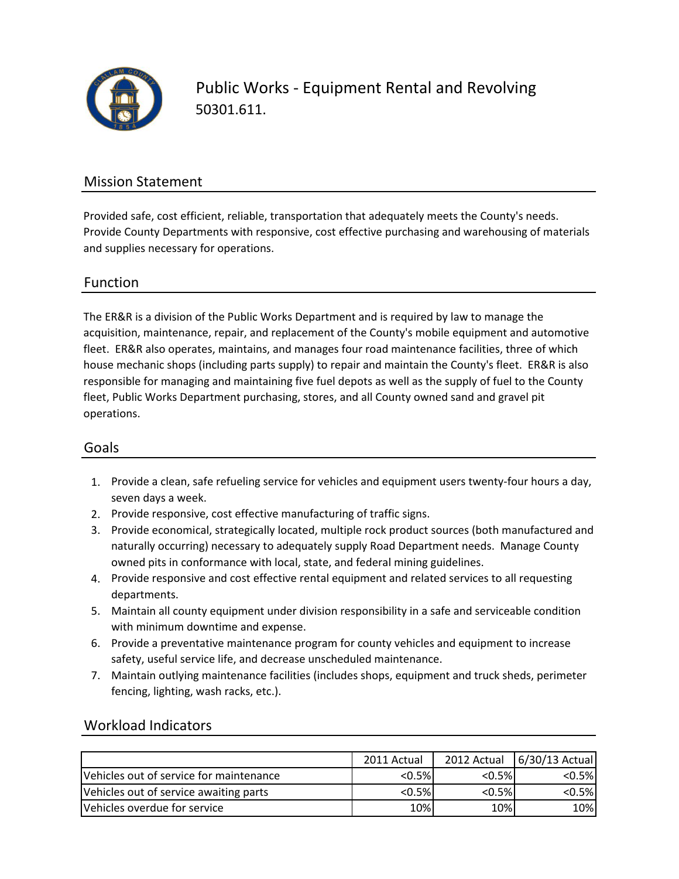# Public Works - Equipment Rental and Revolving

50301.611.

## Mission Statement

Provided safe, cost efficient, reliable, transportation that adequately meets the County's needs. Provide County Departments with responsive, cost effective purchasing and warehousing of materials and supplies necessary for operations.

## Function

The ER&R is a division of the Public Works Department and is required by law to manage the acquisition, maintenance, repair, and replacement of the County's mobile equipment and automotive fleet. ER&R also operates, maintains, and manages four road maintenance facilities, three of which house mechanic shops (including parts supply) to repair and maintain the County's fleet. ER&R is also responsible for managing and maintaining five fuel depots as well as the supply of fuel to the County fleet, Public Works Department purchasing, stores, and all County owned sand and gravel pit operations.

## Goals

1. Provide a clean, safe refueling service for vehicles and equipment users twenty-four hours a day, seven days a week.
2. Provide responsive, cost effective manufacturing of traffic signs.
3. Provide economical, strategically located, multiple rock product sources (both manufactured and naturally occurring) necessary to adequately supply Road Department needs. Manage County owned pits in conformance with local, state, and federal mining guidelines.
4. Provide responsive and cost effective rental equipment and related services to all requesting departments.
5. Maintain all county equipment under division responsibility in a safe and serviceable condition with minimum downtime and expense.
6. Provide a preventative maintenance program for county vehicles and equipment to increase safety, useful service life, and decrease unscheduled maintenance.
7. Maintain outlying maintenance facilities (includes shops, equipment and truck sheds, perimeter fencing, lighting, wash racks, etc.).

## Workload Indicators

| | 2011 Actual | 2012 Actual | 6/30/13 Actual |
|---|---|---|---|
| Vehicles out of service for maintenance | <0.5% | <0.5% | <0.5% |
| Vehicles out of service awaiting parts | <0.5% | <0.5% | <0.5% |
| Vehicles overdue for service | 10% | 10% | 10% |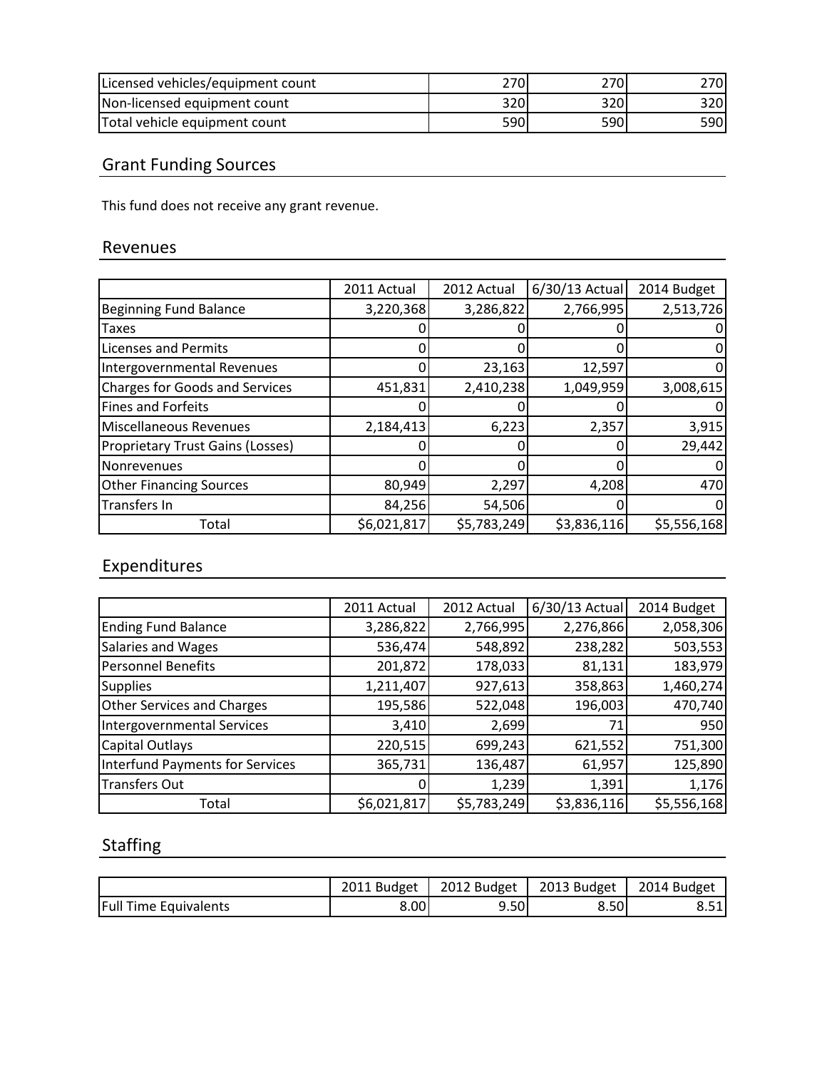| | | | |
|---|---|---|---|
| Licensed vehicles/equipment count | 270 | 270 | 270 |
| Non-licensed equipment count | 320 | 320 | 320 |
| Total vehicle equipment count | 590 | 590 | 590 |

## Grant Funding Sources

This fund does not receive any grant revenue.

## Revenues

| | 2011 Actual | 2012 Actual | 6/30/13 Actual | 2014 Budget |
|---|---|---|---|---|
| Beginning Fund Balance | 3,220,368 | 3,286,822 | 2,766,995 | 2,513,726 |
| Taxes | 0 | 0 | 0 | 0 |
| Licenses and Permits | 0 | 0 | 0 | 0 |
| Intergovernmental Revenues | 0 | 23,163 | 12,597 | 0 |
| Charges for Goods and Services | 451,831 | 2,410,238 | 1,049,959 | 3,008,615 |
| Fines and Forfeits | 0 | 0 | 0 | 0 |
| Miscellaneous Revenues | 2,184,413 | 6,223 | 2,357 | 3,915 |
| Proprietary Trust Gains (Losses) | 0 | 0 | 0 | 29,442 |
| Nonrevenues | 0 | 0 | 0 | 0 |
| Other Financing Sources | 80,949 | 2,297 | 4,208 | 470 |
| Transfers In | 84,256 | 54,506 | 0 | 0 |
| Total | $6,021,817 | $5,783,249 | $3,836,116 | $5,556,168 |

## Expenditures

| | 2011 Actual | 2012 Actual | 6/30/13 Actual | 2014 Budget |
|---|---|---|---|---|
| Ending Fund Balance | 3,286,822 | 2,766,995 | 2,276,866 | 2,058,306 |
| Salaries and Wages | 536,474 | 548,892 | 238,282 | 503,553 |
| Personnel Benefits | 201,872 | 178,033 | 81,131 | 183,979 |
| Supplies | 1,211,407 | 927,613 | 358,863 | 1,460,274 |
| Other Services and Charges | 195,586 | 522,048 | 196,003 | 470,740 |
| Intergovernmental Services | 3,410 | 2,699 | 71 | 950 |
| Capital Outlays | 220,515 | 699,243 | 621,552 | 751,300 |
| Interfund Payments for Services | 365,731 | 136,487 | 61,957 | 125,890 |
| Transfers Out | 0 | 1,239 | 1,391 | 1,176 |
| Total | $6,021,817 | $5,783,249 | $3,836,116 | $5,556,168 |

## Staffing

| | 2011 Budget | 2012 Budget | 2013 Budget | 2014 Budget |
|---|---|---|---|---|
| Full Time Equivalents | 8.00 | 9.50 | 8.50 | 8.51 |